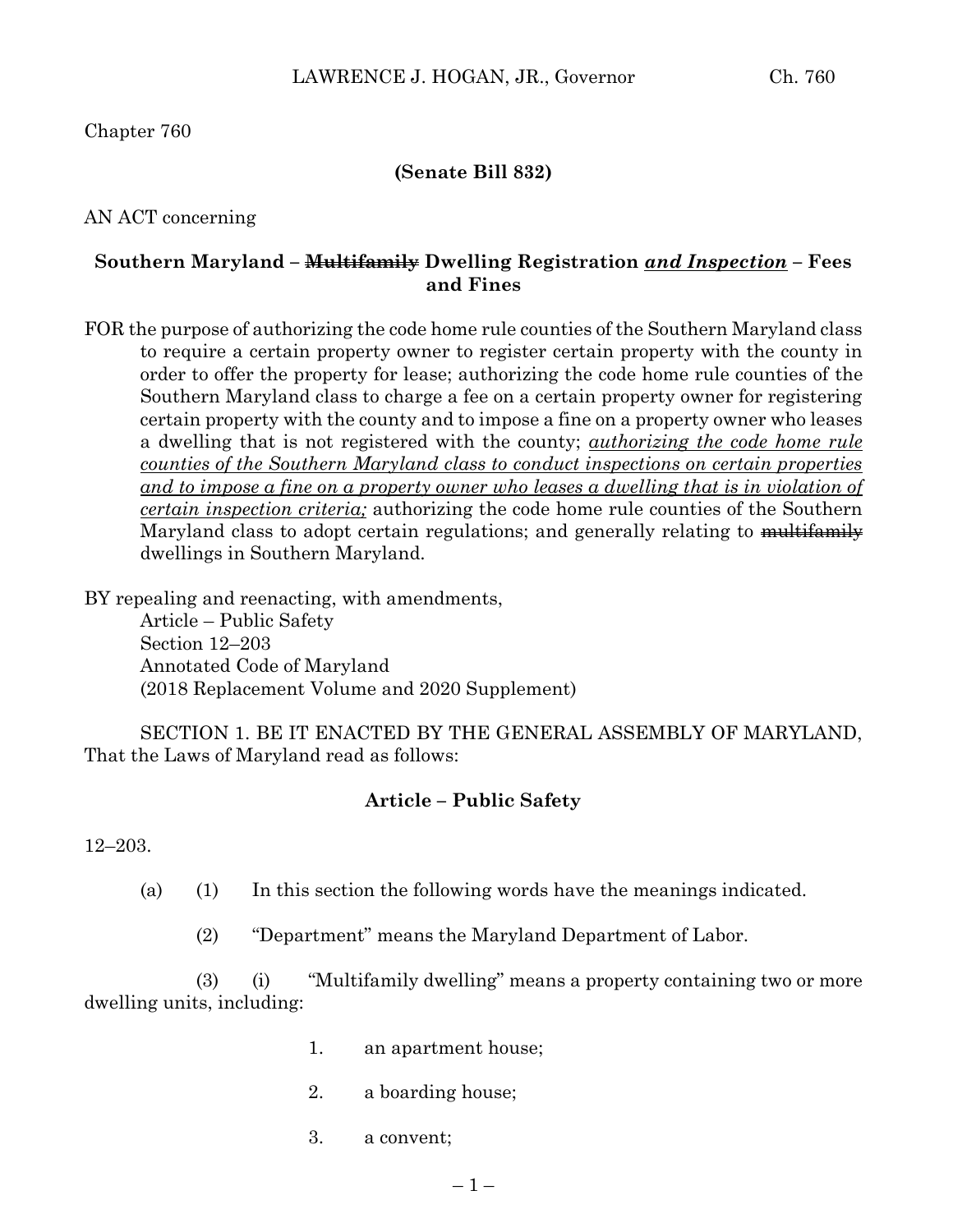Chapter 760

**(Senate Bill 832)**

AN ACT concerning

**Southern Maryland – ~~Multifamily~~ Dwelling Registration *<u>and Inspection</u>* – Fees and Fines**

FOR the purpose of authorizing the code home rule counties of the Southern Maryland class to require a certain property owner to register certain property with the county in order to offer the property for lease; authorizing the code home rule counties of the Southern Maryland class to charge a fee on a certain property owner for registering certain property with the county and to impose a fine on a property owner who leases a dwelling that is not registered with the county; *<u>authorizing the code home rule counties of the Southern Maryland class to conduct inspections on certain properties and to impose a fine on a property owner who leases a dwelling that is in violation of certain inspection criteria;</u>* authorizing the code home rule counties of the Southern Maryland class to adopt certain regulations; and generally relating to ~~multifamily~~ dwellings in Southern Maryland.

BY repealing and reenacting, with amendments,
Article – Public Safety
Section 12–203
Annotated Code of Maryland
(2018 Replacement Volume and 2020 Supplement)

SECTION 1. BE IT ENACTED BY THE GENERAL ASSEMBLY OF MARYLAND, That the Laws of Maryland read as follows:

**Article – Public Safety**

12–203.

(a) (1) In this section the following words have the meanings indicated.

(2) "Department" means the Maryland Department of Labor.

(3) (i) "Multifamily dwelling" means a property containing two or more dwelling units, including:

1. an apartment house;

2. a boarding house;

3. a convent;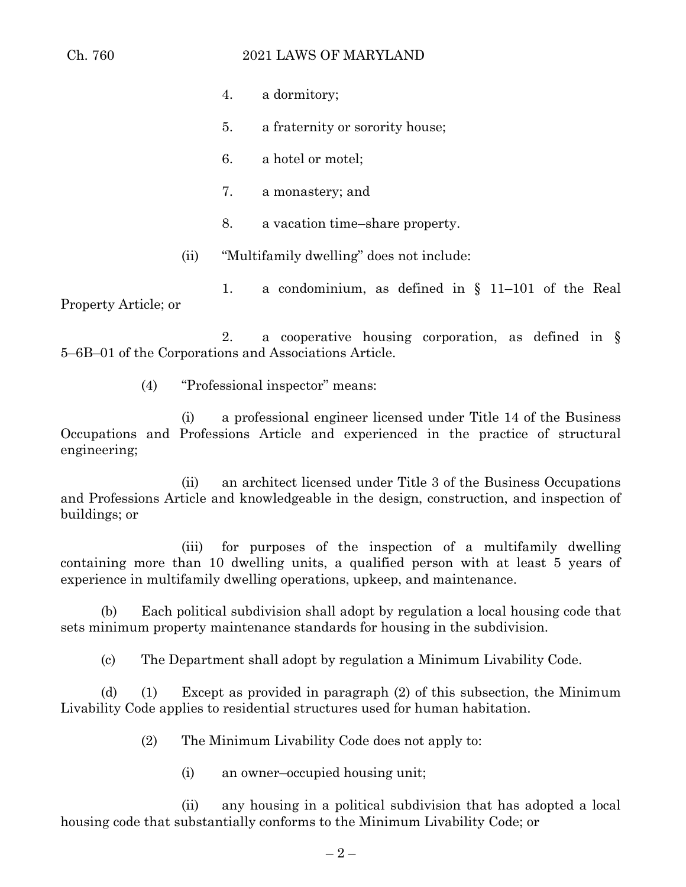4. a dormitory;

5. a fraternity or sorority house;

6. a hotel or motel;

7. a monastery; and

8. a vacation time–share property.

(ii) "Multifamily dwelling" does not include:

1. a condominium, as defined in § 11–101 of the Real Property Article; or

2. a cooperative housing corporation, as defined in § 5–6B–01 of the Corporations and Associations Article.

(4) "Professional inspector" means:

(i) a professional engineer licensed under Title 14 of the Business Occupations and Professions Article and experienced in the practice of structural engineering;

(ii) an architect licensed under Title 3 of the Business Occupations and Professions Article and knowledgeable in the design, construction, and inspection of buildings; or

(iii) for purposes of the inspection of a multifamily dwelling containing more than 10 dwelling units, a qualified person with at least 5 years of experience in multifamily dwelling operations, upkeep, and maintenance.

(b) Each political subdivision shall adopt by regulation a local housing code that sets minimum property maintenance standards for housing in the subdivision.

(c) The Department shall adopt by regulation a Minimum Livability Code.

(d) (1) Except as provided in paragraph (2) of this subsection, the Minimum Livability Code applies to residential structures used for human habitation.

(2) The Minimum Livability Code does not apply to:

(i) an owner–occupied housing unit;

(ii) any housing in a political subdivision that has adopted a local housing code that substantially conforms to the Minimum Livability Code; or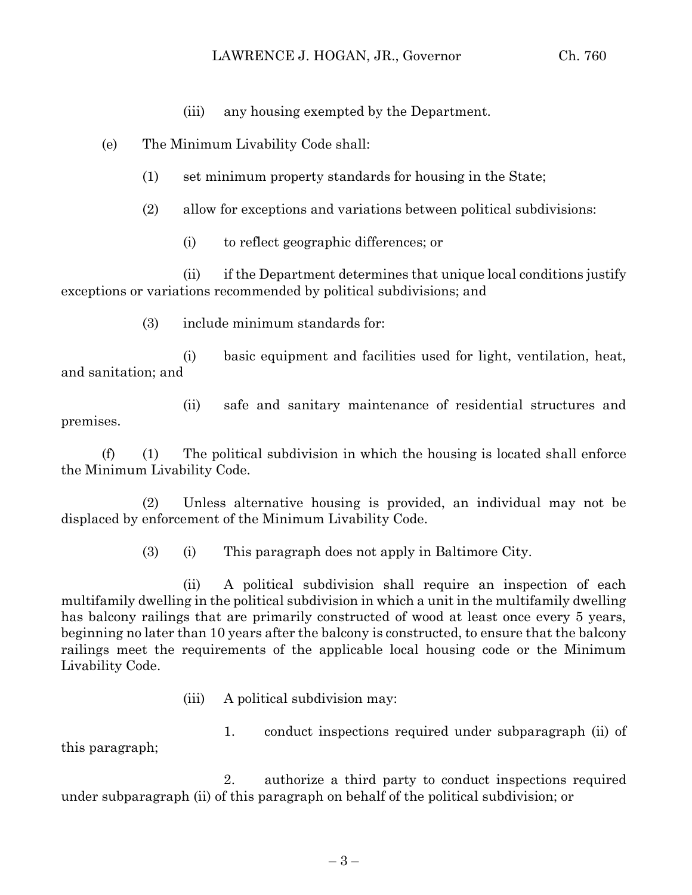(iii) any housing exempted by the Department.

(e) The Minimum Livability Code shall:

(1) set minimum property standards for housing in the State;

(2) allow for exceptions and variations between political subdivisions:

(i) to reflect geographic differences; or

(ii) if the Department determines that unique local conditions justify exceptions or variations recommended by political subdivisions; and

(3) include minimum standards for:

(i) basic equipment and facilities used for light, ventilation, heat, and sanitation; and

(ii) safe and sanitary maintenance of residential structures and premises.

(f) (1) The political subdivision in which the housing is located shall enforce the Minimum Livability Code.

(2) Unless alternative housing is provided, an individual may not be displaced by enforcement of the Minimum Livability Code.

(3) (i) This paragraph does not apply in Baltimore City.

(ii) A political subdivision shall require an inspection of each multifamily dwelling in the political subdivision in which a unit in the multifamily dwelling has balcony railings that are primarily constructed of wood at least once every 5 years, beginning no later than 10 years after the balcony is constructed, to ensure that the balcony railings meet the requirements of the applicable local housing code or the Minimum Livability Code.

(iii) A political subdivision may:

1. conduct inspections required under subparagraph (ii) of this paragraph;

2. authorize a third party to conduct inspections required under subparagraph (ii) of this paragraph on behalf of the political subdivision; or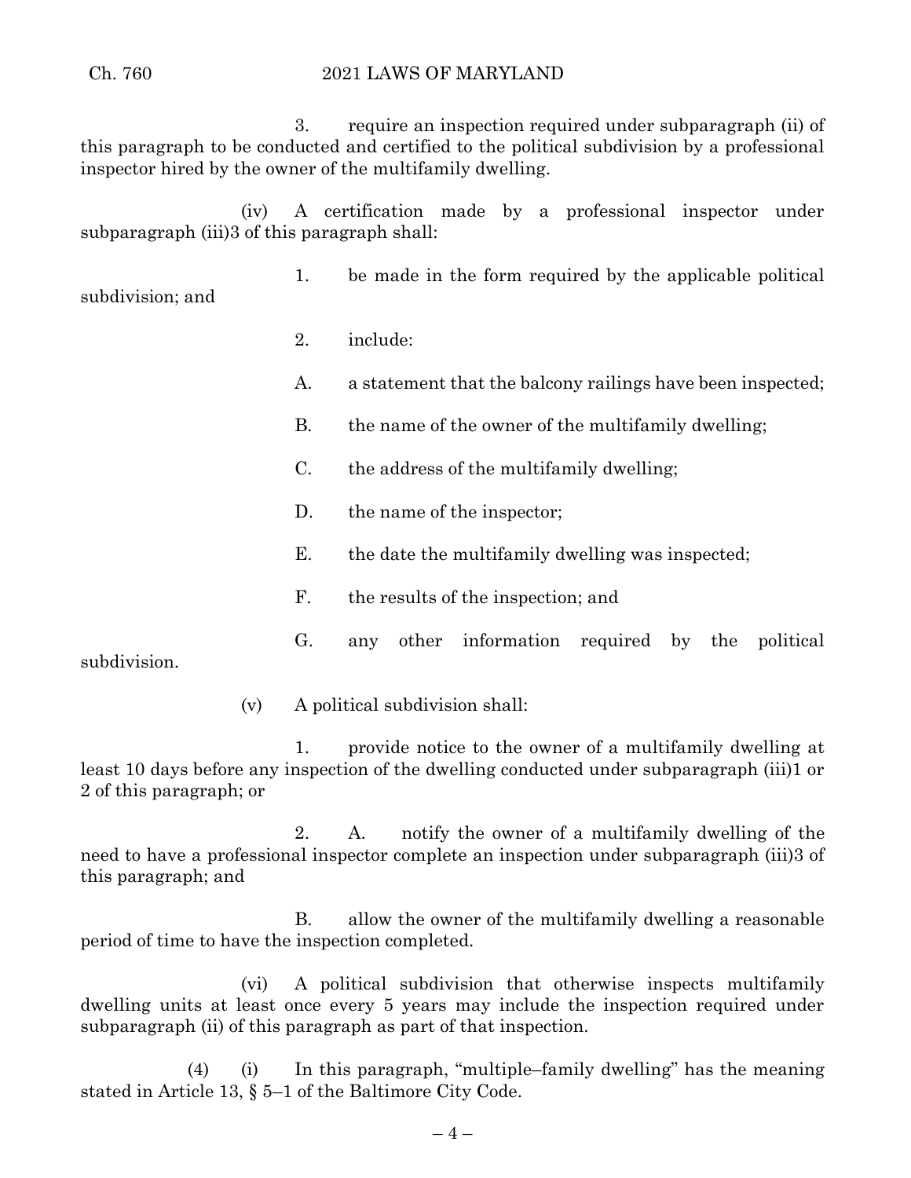3. require an inspection required under subparagraph (ii) of this paragraph to be conducted and certified to the political subdivision by a professional inspector hired by the owner of the multifamily dwelling.

(iv) A certification made by a professional inspector under subparagraph (iii)3 of this paragraph shall:

1. be made in the form required by the applicable political subdivision; and

2. include:

A. a statement that the balcony railings have been inspected;

B. the name of the owner of the multifamily dwelling;

C. the address of the multifamily dwelling;

D. the name of the inspector;

E. the date the multifamily dwelling was inspected;

F. the results of the inspection; and

G. any other information required by the political subdivision.

(v) A political subdivision shall:

1. provide notice to the owner of a multifamily dwelling at least 10 days before any inspection of the dwelling conducted under subparagraph (iii)1 or 2 of this paragraph; or

2. A. notify the owner of a multifamily dwelling of the need to have a professional inspector complete an inspection under subparagraph (iii)3 of this paragraph; and

B. allow the owner of the multifamily dwelling a reasonable period of time to have the inspection completed.

(vi) A political subdivision that otherwise inspects multifamily dwelling units at least once every 5 years may include the inspection required under subparagraph (ii) of this paragraph as part of that inspection.

(4) (i) In this paragraph, "multiple–family dwelling" has the meaning stated in Article 13, § 5–1 of the Baltimore City Code.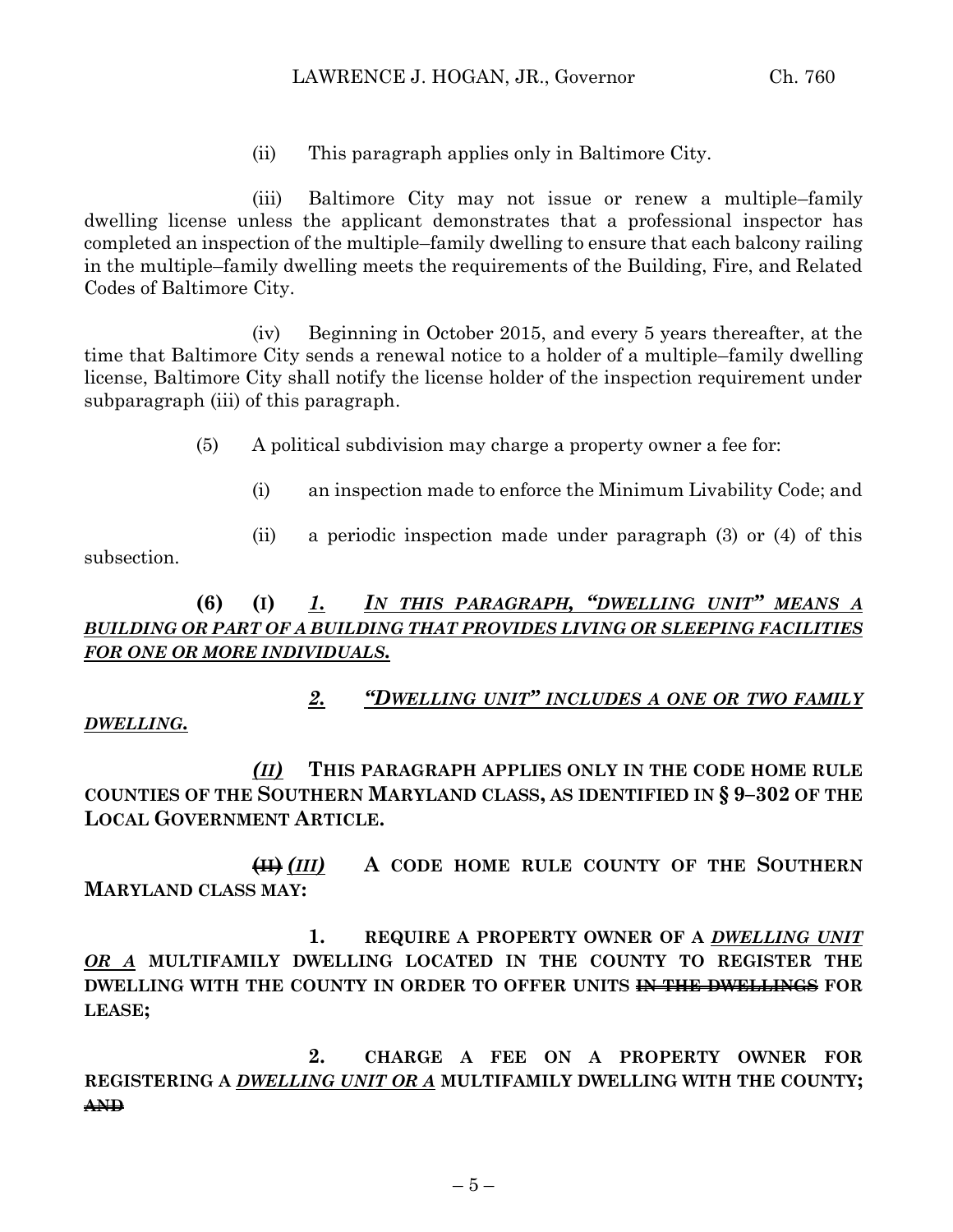(ii) This paragraph applies only in Baltimore City.

(iii) Baltimore City may not issue or renew a multiple–family dwelling license unless the applicant demonstrates that a professional inspector has completed an inspection of the multiple–family dwelling to ensure that each balcony railing in the multiple–family dwelling meets the requirements of the Building, Fire, and Related Codes of Baltimore City.

(iv) Beginning in October 2015, and every 5 years thereafter, at the time that Baltimore City sends a renewal notice to a holder of a multiple–family dwelling license, Baltimore City shall notify the license holder of the inspection requirement under subparagraph (iii) of this paragraph.

(5) A political subdivision may charge a property owner a fee for:

(i) an inspection made to enforce the Minimum Livability Code; and

(ii) a periodic inspection made under paragraph (3) or (4) of this subsection.

**(6) (I)** *1. IN THIS PARAGRAPH, "DWELLING UNIT" MEANS A BUILDING OR PART OF A BUILDING THAT PROVIDES LIVING OR SLEEPING FACILITIES FOR ONE OR MORE INDIVIDUALS.*

*2. "DWELLING UNIT" INCLUDES A ONE OR TWO FAMILY DWELLING.*

*(II)* **THIS PARAGRAPH APPLIES ONLY IN THE CODE HOME RULE COUNTIES OF THE SOUTHERN MARYLAND CLASS, AS IDENTIFIED IN § 9–302 OF THE LOCAL GOVERNMENT ARTICLE.**

~~**(II)**~~ *(III)* **A CODE HOME RULE COUNTY OF THE SOUTHERN MARYLAND CLASS MAY:**

**1. REQUIRE A PROPERTY OWNER OF A** *DWELLING UNIT OR A* **MULTIFAMILY DWELLING LOCATED IN THE COUNTY TO REGISTER THE DWELLING WITH THE COUNTY IN ORDER TO OFFER UNITS** ~~**IN THE DWELLINGS**~~ **FOR LEASE;**

**2. CHARGE A FEE ON A PROPERTY OWNER FOR REGISTERING A** *DWELLING UNIT OR A* **MULTIFAMILY DWELLING WITH THE COUNTY;** ~~**AND**~~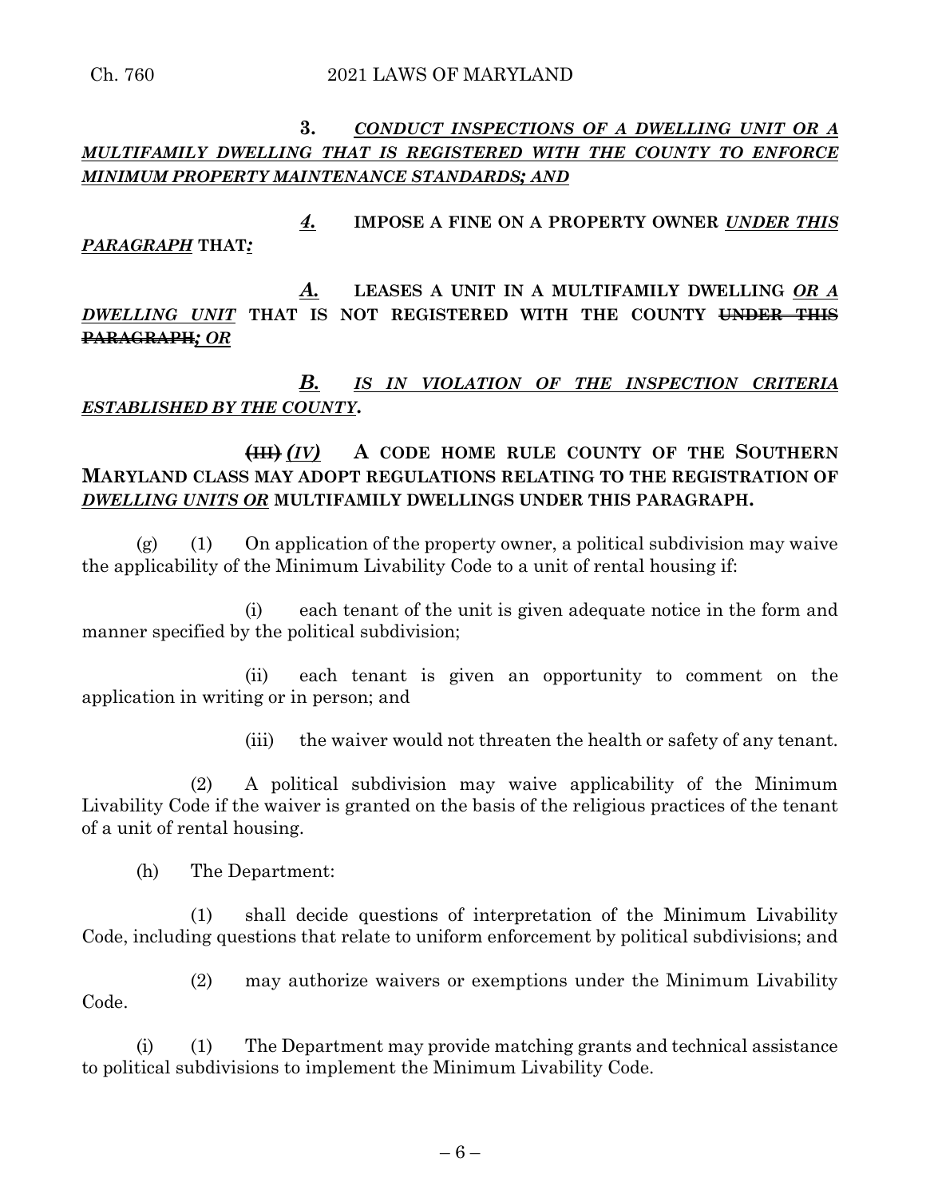**3.** ***CONDUCT INSPECTIONS OF A DWELLING UNIT OR A MULTIFAMILY DWELLING THAT IS REGISTERED WITH THE COUNTY TO ENFORCE MINIMUM PROPERTY MAINTENANCE STANDARDS; AND***

***4.*** **IMPOSE A FINE ON A PROPERTY OWNER** ***UNDER THIS PARAGRAPH*** **THAT*:***

***A.*** **LEASES A UNIT IN A MULTIFAMILY DWELLING** ***OR A DWELLING UNIT*** **THAT IS NOT REGISTERED WITH THE COUNTY** ~~**UNDER THIS PARAGRAPH**~~***; OR***

***B.*** ***IS IN VIOLATION OF THE INSPECTION CRITERIA ESTABLISHED BY THE COUNTY.***

~~**(III)**~~ ***(IV)*** **A CODE HOME RULE COUNTY OF THE SOUTHERN MARYLAND CLASS MAY ADOPT REGULATIONS RELATING TO THE REGISTRATION OF** ***DWELLING UNITS OR*** **MULTIFAMILY DWELLINGS UNDER THIS PARAGRAPH.**

(g) (1) On application of the property owner, a political subdivision may waive the applicability of the Minimum Livability Code to a unit of rental housing if:

(i) each tenant of the unit is given adequate notice in the form and manner specified by the political subdivision;

(ii) each tenant is given an opportunity to comment on the application in writing or in person; and

(iii) the waiver would not threaten the health or safety of any tenant.

(2) A political subdivision may waive applicability of the Minimum Livability Code if the waiver is granted on the basis of the religious practices of the tenant of a unit of rental housing.

(h) The Department:

(1) shall decide questions of interpretation of the Minimum Livability Code, including questions that relate to uniform enforcement by political subdivisions; and

(2) may authorize waivers or exemptions under the Minimum Livability Code.

(i) (1) The Department may provide matching grants and technical assistance to political subdivisions to implement the Minimum Livability Code.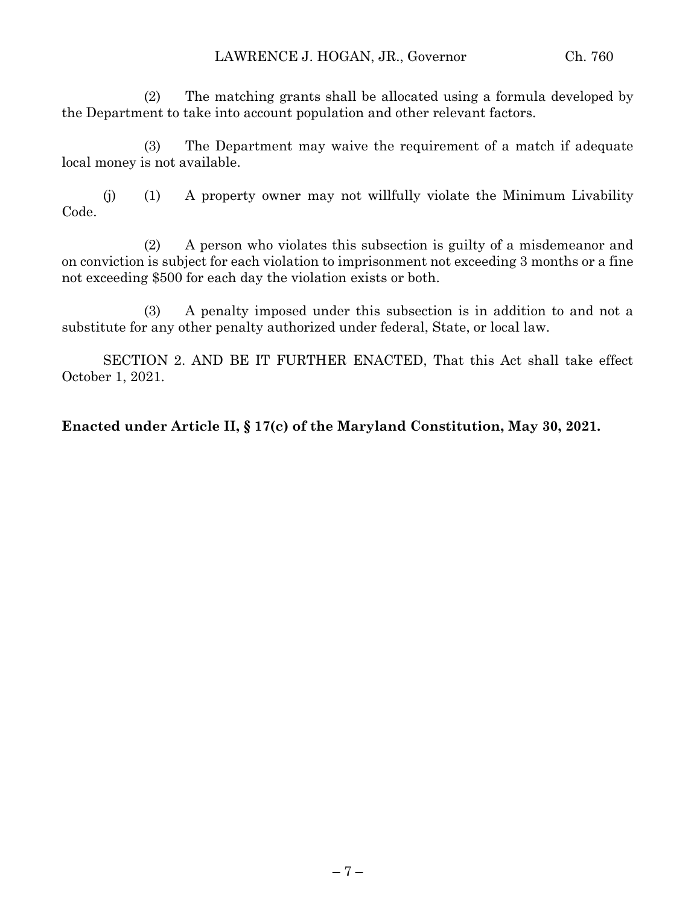(2) The matching grants shall be allocated using a formula developed by the Department to take into account population and other relevant factors.

(3) The Department may waive the requirement of a match if adequate local money is not available.

(j) (1) A property owner may not willfully violate the Minimum Livability Code.

(2) A person who violates this subsection is guilty of a misdemeanor and on conviction is subject for each violation to imprisonment not exceeding 3 months or a fine not exceeding $500 for each day the violation exists or both.

(3) A penalty imposed under this subsection is in addition to and not a substitute for any other penalty authorized under federal, State, or local law.

SECTION 2. AND BE IT FURTHER ENACTED, That this Act shall take effect October 1, 2021.

**Enacted under Article II, § 17(c) of the Maryland Constitution, May 30, 2021.**